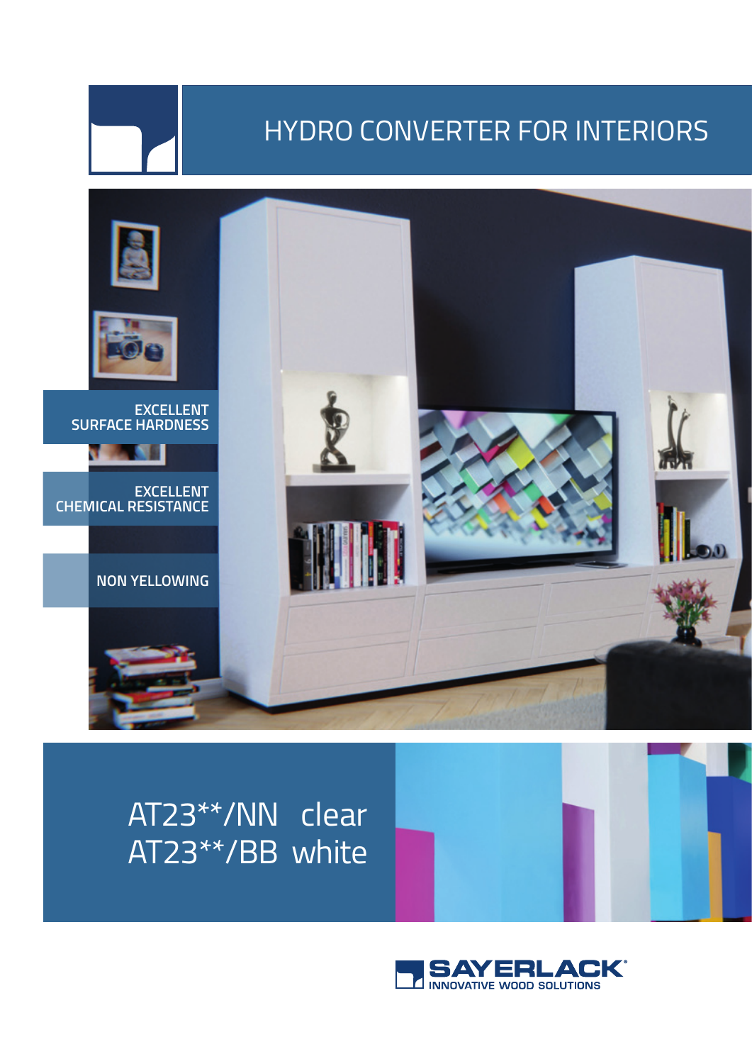# HYDRO CONVERTER FOR INTERIORS

EXCELLENT SURFACE HARDNESS

EXCELLENT CHEMICAL RESISTANCE

NON YELLOWING

## AT23**/NN clear
## AT23**/BB white

SAYERLACK®
INNOVATIVE WOOD SOLUTIONS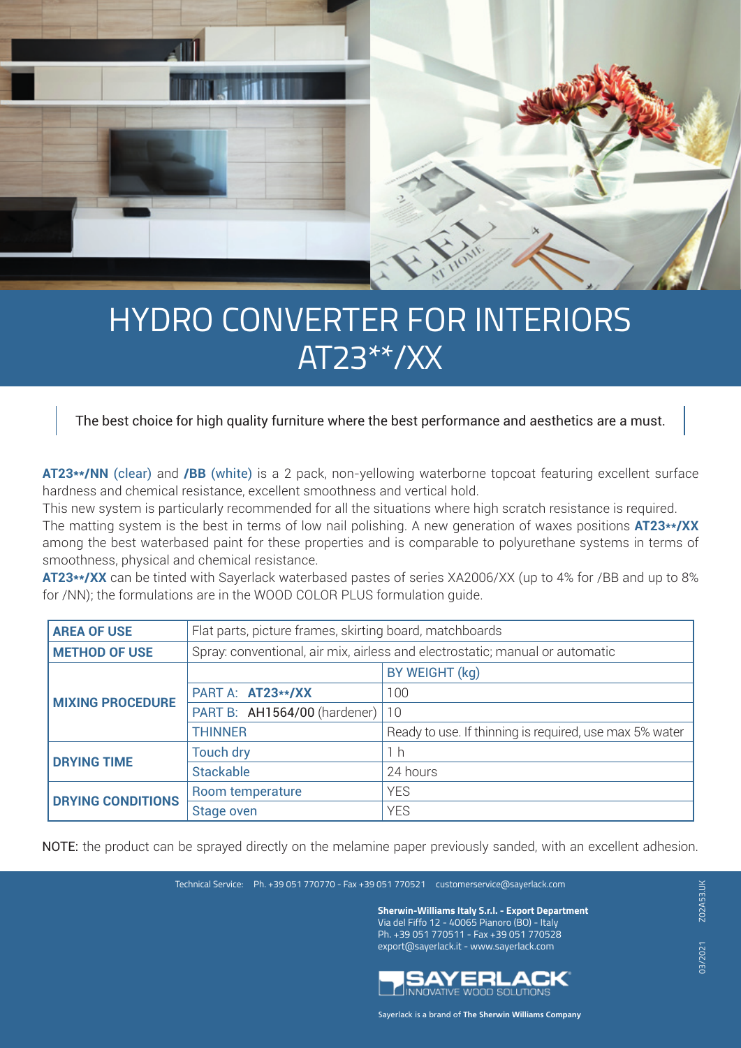# HYDRO CONVERTER FOR INTERIORS AT23**/XX

The best choice for high quality furniture where the best performance and aesthetics are a must.

**AT23**/NN** (clear) and **/BB** (white) is a 2 pack, non-yellowing waterborne topcoat featuring excellent surface hardness and chemical resistance, excellent smoothness and vertical hold.
This new system is particularly recommended for all the situations where high scratch resistance is required.
The matting system is the best in terms of low nail polishing. A new generation of waxes positions **AT23**/XX** among the best waterbased paint for these properties and is comparable to polyurethane systems in terms of smoothness, physical and chemical resistance.
**AT23**/XX** can be tinted with Sayerlack waterbased pastes of series XA2006/XX (up to 4% for /BB and up to 8% for /NN); the formulations are in the WOOD COLOR PLUS formulation guide.

| | | |
|---|---|---|
| **AREA OF USE** | Flat parts, picture frames, skirting board, matchboards | |
| **METHOD OF USE** | Spray: conventional, air mix, airless and electrostatic; manual or automatic | |
| **MIXING PROCEDURE** | | BY WEIGHT (kg) |
| | PART A: **AT23**/XX** | 100 |
| | PART B: AH1564/00 (hardener) | 10 |
| | THINNER | Ready to use. If thinning is required, use max 5% water |
| **DRYING TIME** | Touch dry | 1 h |
| | Stackable | 24 hours |
| **DRYING CONDITIONS** | Room temperature | YES |
| | Stage oven | YES |

NOTE: the product can be sprayed directly on the melamine paper previously sanded, with an excellent adhesion.

Technical Service: Ph. +39 051 770770 - Fax +39 051 770521 customerservice@sayerlack.com

**Sherwin-Williams Italy S.r.l. - Export Department**
Via del Fiffo 12 - 40065 Pianoro (BO) - Italy
Ph. +39 051 770511 - Fax +39 051 770528
export@sayerlack.it - www.sayerlack.com

SAYERLACK INNOVATIVE WOOD SOLUTIONS

Sayerlack is a brand of **The Sherwin Williams Company**

03/2021 Z02A53.UK